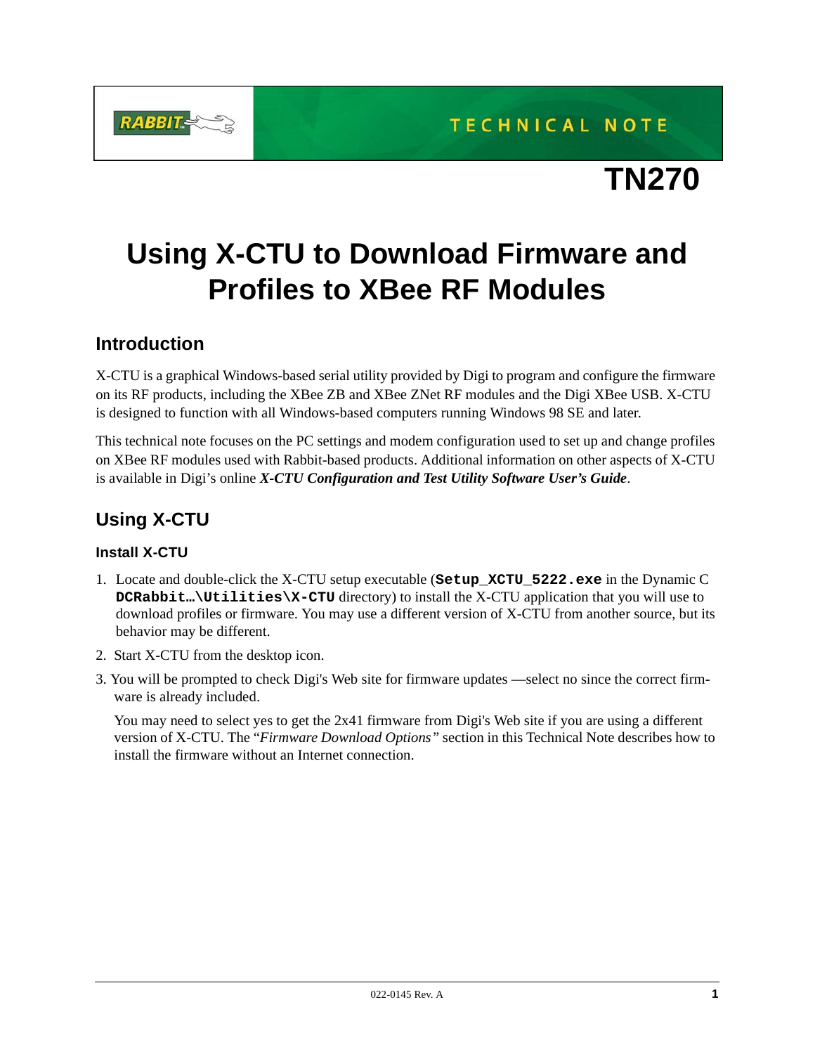TECHNICAL NOTE

# TN270

# Using X-CTU to Download Firmware and Profiles to XBee RF Modules

## Introduction

X-CTU is a graphical Windows-based serial utility provided by Digi to program and configure the firmware on its RF products, including the XBee ZB and XBee ZNet RF modules and the Digi XBee USB. X-CTU is designed to function with all Windows-based computers running Windows 98 SE and later.

This technical note focuses on the PC settings and modem configuration used to set up and change profiles on XBee RF modules used with Rabbit-based products. Additional information on other aspects of X-CTU is available in Digi's online ***X-CTU Configuration and Test Utility Software User's Guide***.

## Using X-CTU

### Install X-CTU

1. Locate and double-click the X-CTU setup executable (**`Setup_XCTU_5222.exe`** in the Dynamic C **`DCRabbit…\Utilities\X-CTU`** directory) to install the X-CTU application that you will use to download profiles or firmware. You may use a different version of X-CTU from another source, but its behavior may be different.
2. Start X-CTU from the desktop icon.
3. You will be prompted to check Digi's Web site for firmware updates —select no since the correct firmware is already included.

   You may need to select yes to get the 2x41 firmware from Digi's Web site if you are using a different version of X-CTU. The "*Firmware Download Options"* section in this Technical Note describes how to install the firmware without an Internet connection.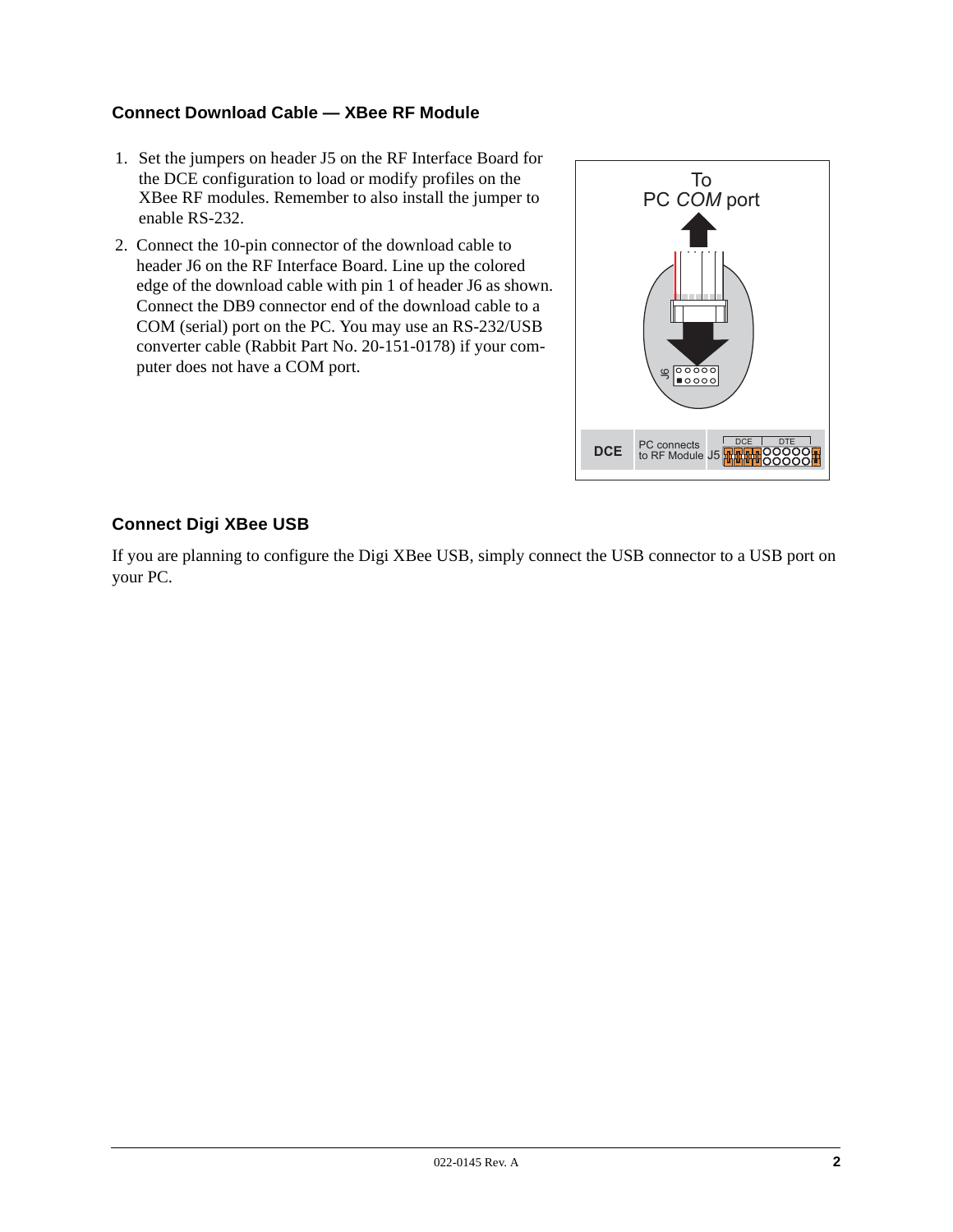### Connect Download Cable — XBee RF Module

1. Set the jumpers on header J5 on the RF Interface Board for the DCE configuration to load or modify profiles on the XBee RF modules. Remember to also install the jumper to enable RS-232.
2. Connect the 10-pin connector of the download cable to header J6 on the RF Interface Board. Line up the colored edge of the download cable with pin 1 of header J6 as shown. Connect the DB9 connector end of the download cable to a COM (serial) port on the PC. You may use an RS-232/USB converter cable (Rabbit Part No. 20-151-0178) if your computer does not have a COM port.

### Connect Digi XBee USB

If you are planning to configure the Digi XBee USB, simply connect the USB connector to a USB port on your PC.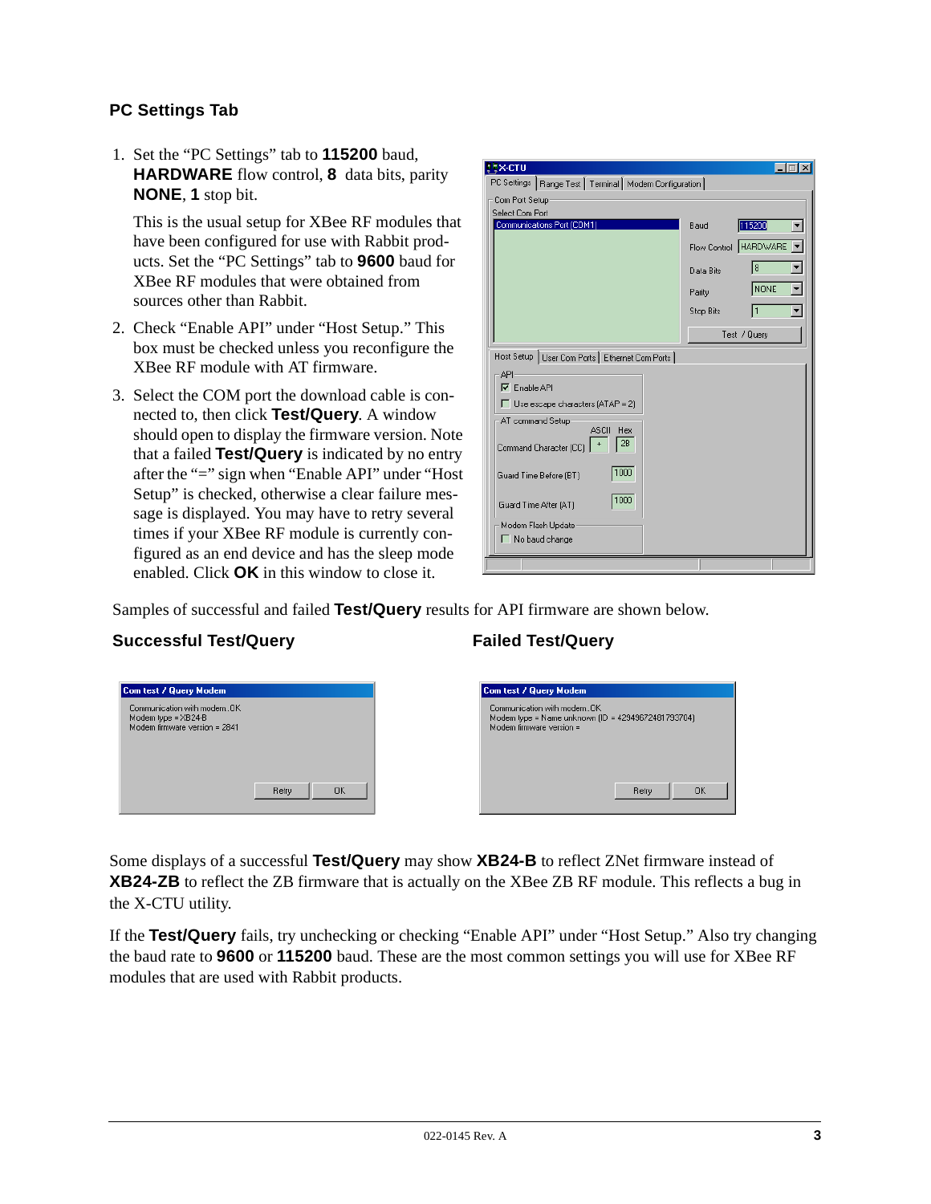### PC Settings Tab

1. Set the "PC Settings" tab to **115200** baud, **HARDWARE** flow control, **8** data bits, parity **NONE**, **1** stop bit.

   This is the usual setup for XBee RF modules that have been configured for use with Rabbit products. Set the "PC Settings" tab to **9600** baud for XBee RF modules that were obtained from sources other than Rabbit.

2. Check "Enable API" under "Host Setup." This box must be checked unless you reconfigure the XBee RF module with AT firmware.

3. Select the COM port the download cable is connected to, then click **Test/Query**. A window should open to display the firmware version. Note that a failed **Test/Query** is indicated by no entry after the "=" sign when "Enable API" under "Host Setup" is checked, otherwise a clear failure message is displayed. You may have to retry several times if your XBee RF module is currently configured as an end device and has the sleep mode enabled. Click **OK** in this window to close it.

Samples of successful and failed **Test/Query** results for API firmware are shown below.

**Successful Test/Query**

**Failed Test/Query**

Some displays of a successful **Test/Query** may show **XB24-B** to reflect ZNet firmware instead of **XB24-ZB** to reflect the ZB firmware that is actually on the XBee ZB RF module. This reflects a bug in the X-CTU utility.

If the **Test/Query** fails, try unchecking or checking "Enable API" under "Host Setup." Also try changing the baud rate to **9600** or **115200** baud. These are the most common settings you will use for XBee RF modules that are used with Rabbit products.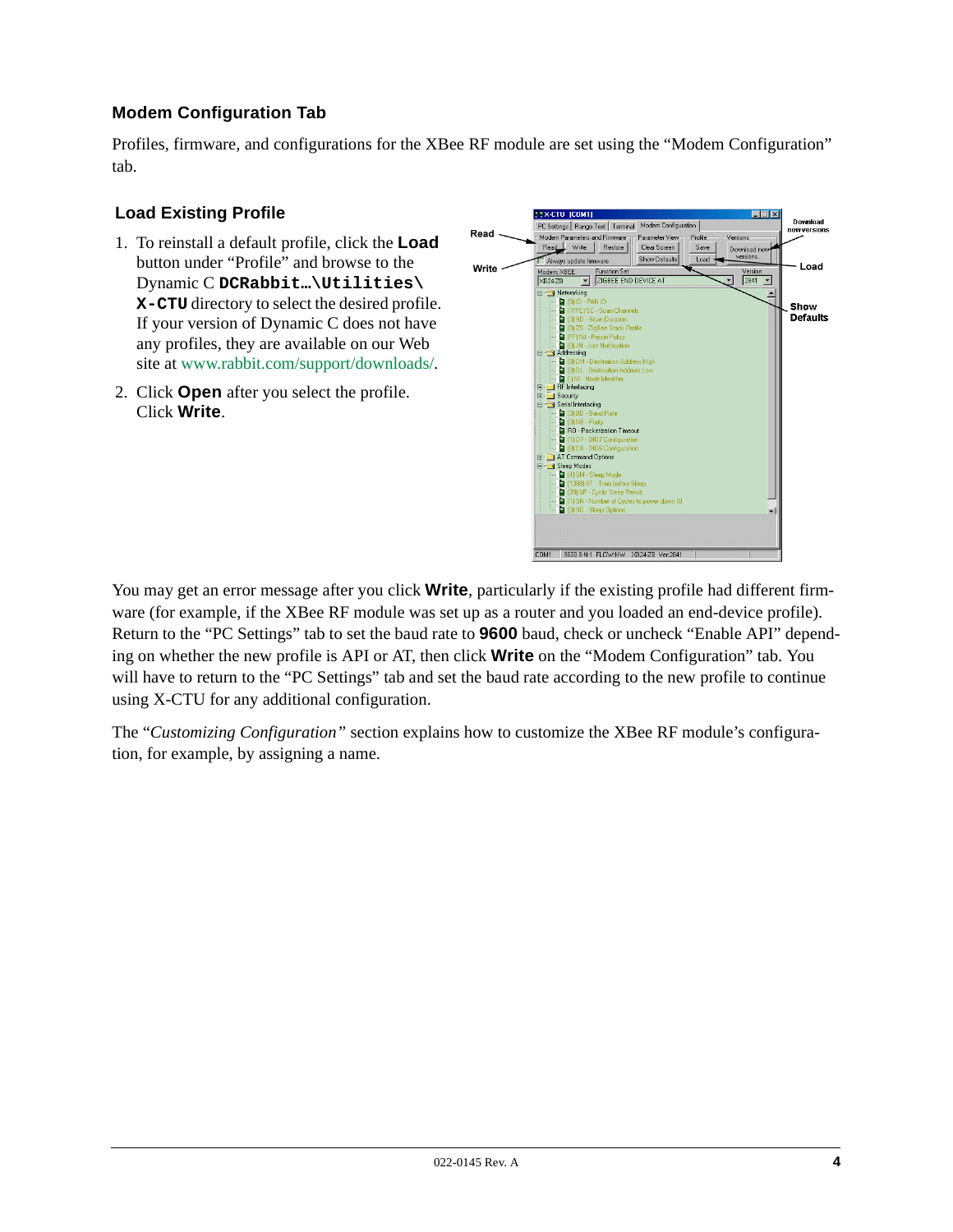### Modem Configuration Tab

Profiles, firmware, and configurations for the XBee RF module are set using the "Modem Configuration" tab.

#### Load Existing Profile

1. To reinstall a default profile, click the **Load** button under "Profile" and browse to the Dynamic C **DCRabbit…\Utilities\X-CTU** directory to select the desired profile. If your version of Dynamic C does not have any profiles, they are available on our Web site at www.rabbit.com/support/downloads/.
2. Click **Open** after you select the profile. Click **Write**.

You may get an error message after you click **Write**, particularly if the existing profile had different firmware (for example, if the XBee RF module was set up as a router and you loaded an end-device profile). Return to the "PC Settings" tab to set the baud rate to **9600** baud, check or uncheck "Enable API" depending on whether the new profile is API or AT, then click **Write** on the "Modem Configuration" tab. You will have to return to the "PC Settings" tab and set the baud rate according to the new profile to continue using X-CTU for any additional configuration.

The "*Customizing Configuration*" section explains how to customize the XBee RF module's configuration, for example, by assigning a name.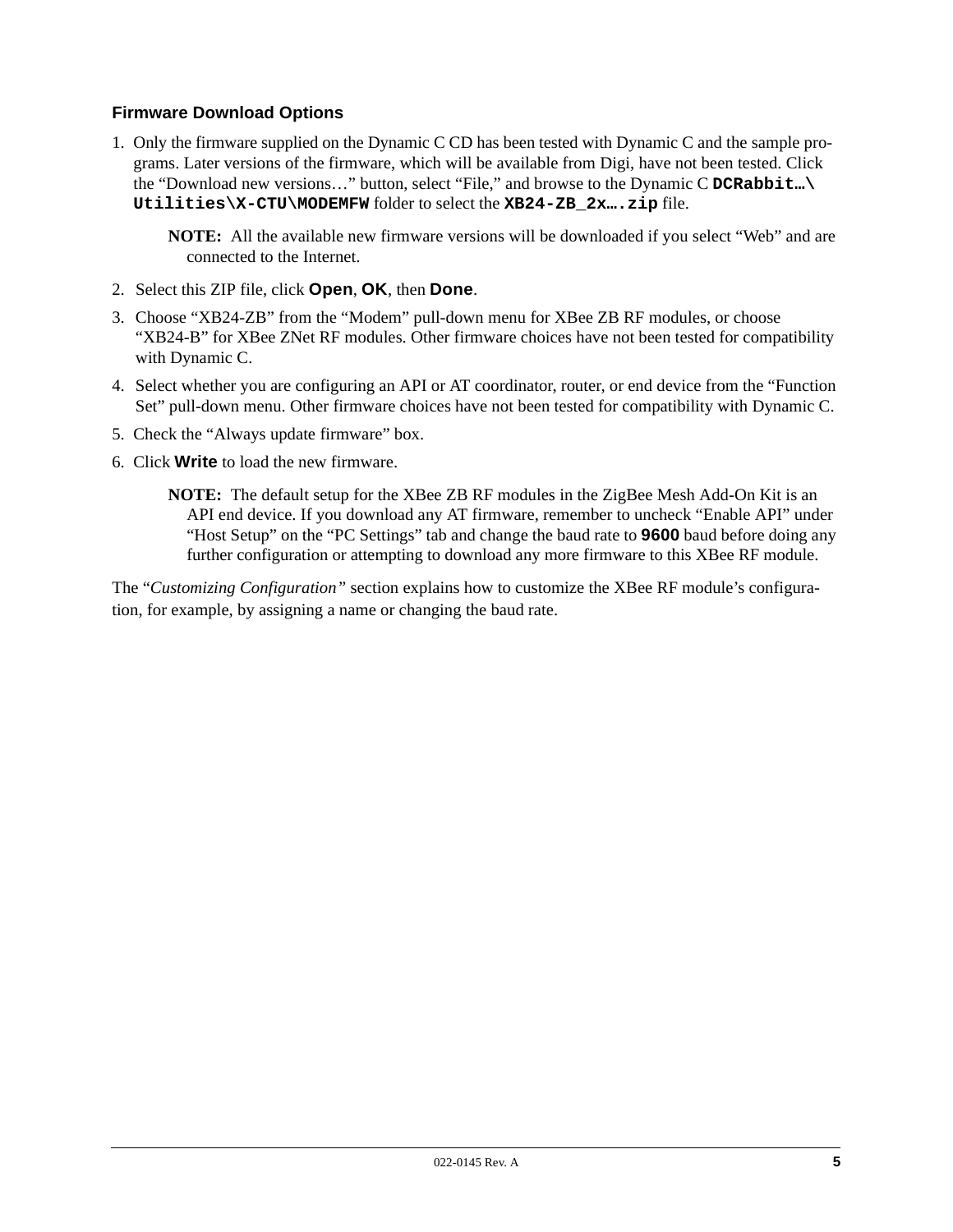### Firmware Download Options

1. Only the firmware supplied on the Dynamic C CD has been tested with Dynamic C and the sample programs. Later versions of the firmware, which will be available from Digi, have not been tested. Click the “Download new versions…” button, select “File,” and browse to the Dynamic C **`DCRabbit…\Utilities\X-CTU\MODEMFW`** folder to select the **`XB24-ZB_2x….zip`** file.

   **NOTE:** All the available new firmware versions will be downloaded if you select “Web” and are connected to the Internet.

2. Select this ZIP file, click **Open**, **OK**, then **Done**.
3. Choose “XB24-ZB” from the “Modem” pull-down menu for XBee ZB RF modules, or choose “XB24-B” for XBee ZNet RF modules. Other firmware choices have not been tested for compatibility with Dynamic C.
4. Select whether you are configuring an API or AT coordinator, router, or end device from the “Function Set” pull-down menu. Other firmware choices have not been tested for compatibility with Dynamic C.
5. Check the “Always update firmware” box.
6. Click **Write** to load the new firmware.

   **NOTE:** The default setup for the XBee ZB RF modules in the ZigBee Mesh Add-On Kit is an API end device. If you download any AT firmware, remember to uncheck “Enable API” under “Host Setup” on the “PC Settings” tab and change the baud rate to **`9600`** baud before doing any further configuration or attempting to download any more firmware to this XBee RF module.

The “*Customizing Configuration”* section explains how to customize the XBee RF module’s configuration, for example, by assigning a name or changing the baud rate.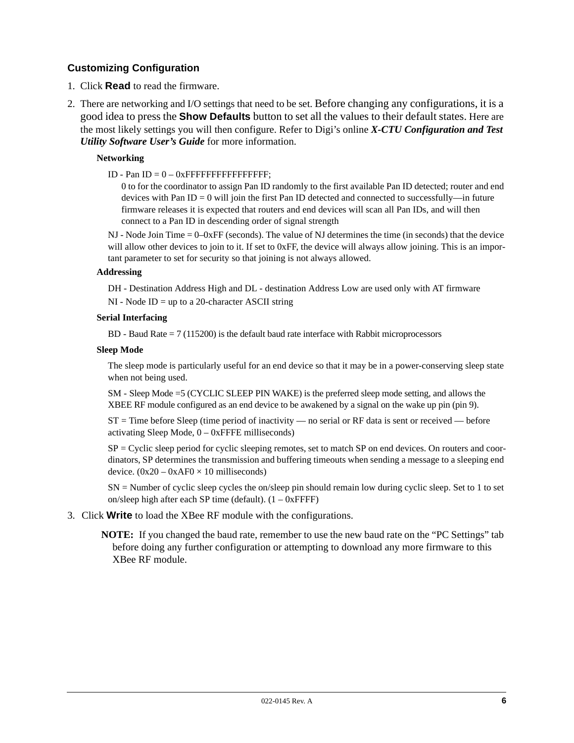### Customizing Configuration

1. Click **Read** to read the firmware.
2. There are networking and I/O settings that need to be set. Before changing any configurations, it is a good idea to press the **Show Defaults** button to set all the values to their default states. Here are the most likely settings you will then configure. Refer to Digi's online ***X-CTU Configuration and Test Utility Software User's Guide*** for more information.

   **Networking**

   ID - Pan ID = 0 – 0xFFFFFFFFFFFFFFFF;

   0 to for the coordinator to assign Pan ID randomly to the first available Pan ID detected; router and end devices with Pan ID = 0 will join the first Pan ID detected and connected to successfully—in future firmware releases it is expected that routers and end devices will scan all Pan IDs, and will then connect to a Pan ID in descending order of signal strength

   NJ - Node Join Time = 0–0xFF (seconds). The value of NJ determines the time (in seconds) that the device will allow other devices to join to it. If set to 0xFF, the device will always allow joining. This is an important parameter to set for security so that joining is not always allowed.

   **Addressing**

   DH - Destination Address High and DL - destination Address Low are used only with AT firmware

   NI - Node ID = up to a 20-character ASCII string

   **Serial Interfacing**

   BD - Baud Rate = 7 (115200) is the default baud rate interface with Rabbit microprocessors

   **Sleep Mode**

   The sleep mode is particularly useful for an end device so that it may be in a power-conserving sleep state when not being used.

   SM - Sleep Mode =5 (CYCLIC SLEEP PIN WAKE) is the preferred sleep mode setting, and allows the XBEE RF module configured as an end device to be awakened by a signal on the wake up pin (pin 9).

   ST = Time before Sleep (time period of inactivity — no serial or RF data is sent or received — before activating Sleep Mode, 0 – 0xFFFE milliseconds)

   SP = Cyclic sleep period for cyclic sleeping remotes, set to match SP on end devices. On routers and coordinators, SP determines the transmission and buffering timeouts when sending a message to a sleeping end device. (0x20 – 0xAF0 × 10 milliseconds)

   SN = Number of cyclic sleep cycles the on/sleep pin should remain low during cyclic sleep. Set to 1 to set on/sleep high after each SP time (default). (1 – 0xFFFF)

3. Click **Write** to load the XBee RF module with the configurations.

   **NOTE:** If you changed the baud rate, remember to use the new baud rate on the "PC Settings" tab before doing any further configuration or attempting to download any more firmware to this XBee RF module.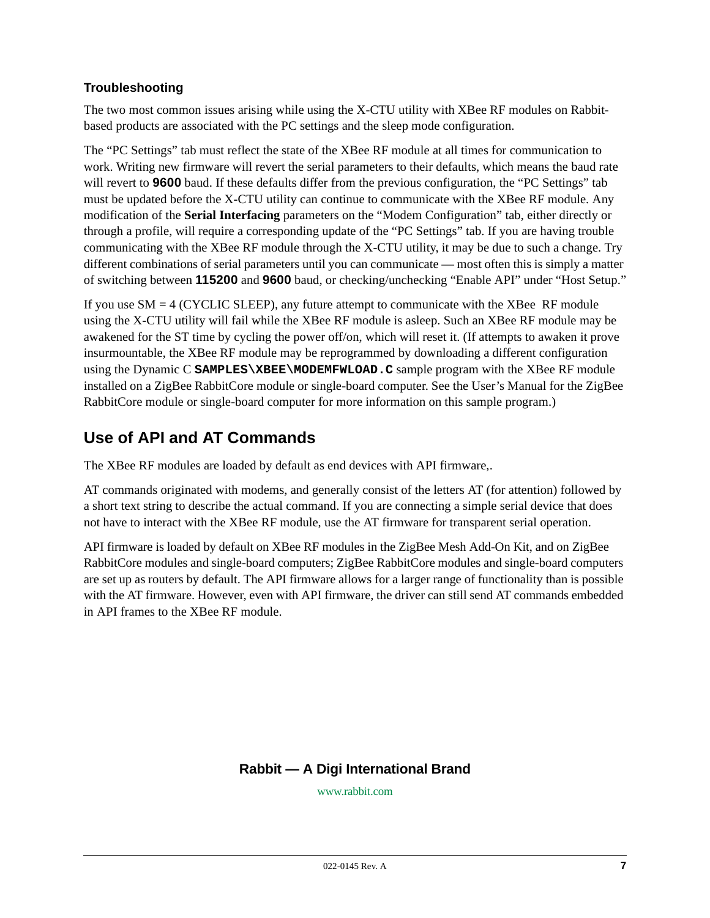### Troubleshooting

The two most common issues arising while using the X-CTU utility with XBee RF modules on Rabbit-based products are associated with the PC settings and the sleep mode configuration.

The “PC Settings” tab must reflect the state of the XBee RF module at all times for communication to work. Writing new firmware will revert the serial parameters to their defaults, which means the baud rate will revert to **9600** baud. If these defaults differ from the previous configuration, the “PC Settings” tab must be updated before the X-CTU utility can continue to communicate with the XBee RF module. Any modification of the **Serial Interfacing** parameters on the “Modem Configuration” tab, either directly or through a profile, will require a corresponding update of the “PC Settings” tab. If you are having trouble communicating with the XBee RF module through the X-CTU utility, it may be due to such a change. Try different combinations of serial parameters until you can communicate — most often this is simply a matter of switching between **115200** and **9600** baud, or checking/unchecking “Enable API” under “Host Setup.”

If you use SM = 4 (CYCLIC SLEEP), any future attempt to communicate with the XBee RF module using the X-CTU utility will fail while the XBee RF module is asleep. Such an XBee RF module may be awakened for the ST time by cycling the power off/on, which will reset it. (If attempts to awaken it prove insurmountable, the XBee RF module may be reprogrammed by downloading a different configuration using the Dynamic C **SAMPLES\XBEE\MODEMFWLOAD.C** sample program with the XBee RF module installed on a ZigBee RabbitCore module or single-board computer. See the User’s Manual for the ZigBee RabbitCore module or single-board computer for more information on this sample program.)

## Use of API and AT Commands

The XBee RF modules are loaded by default as end devices with API firmware,.

AT commands originated with modems, and generally consist of the letters AT (for attention) followed by a short text string to describe the actual command. If you are connecting a simple serial device that does not have to interact with the XBee RF module, use the AT firmware for transparent serial operation.

API firmware is loaded by default on XBee RF modules in the ZigBee Mesh Add-On Kit, and on ZigBee RabbitCore modules and single-board computers; ZigBee RabbitCore modules and single-board computers are set up as routers by default. The API firmware allows for a larger range of functionality than is possible with the AT firmware. However, even with API firmware, the driver can still send AT commands embedded in API frames to the XBee RF module.

**Rabbit — A Digi International Brand**

www.rabbit.com

022-0145 Rev. A